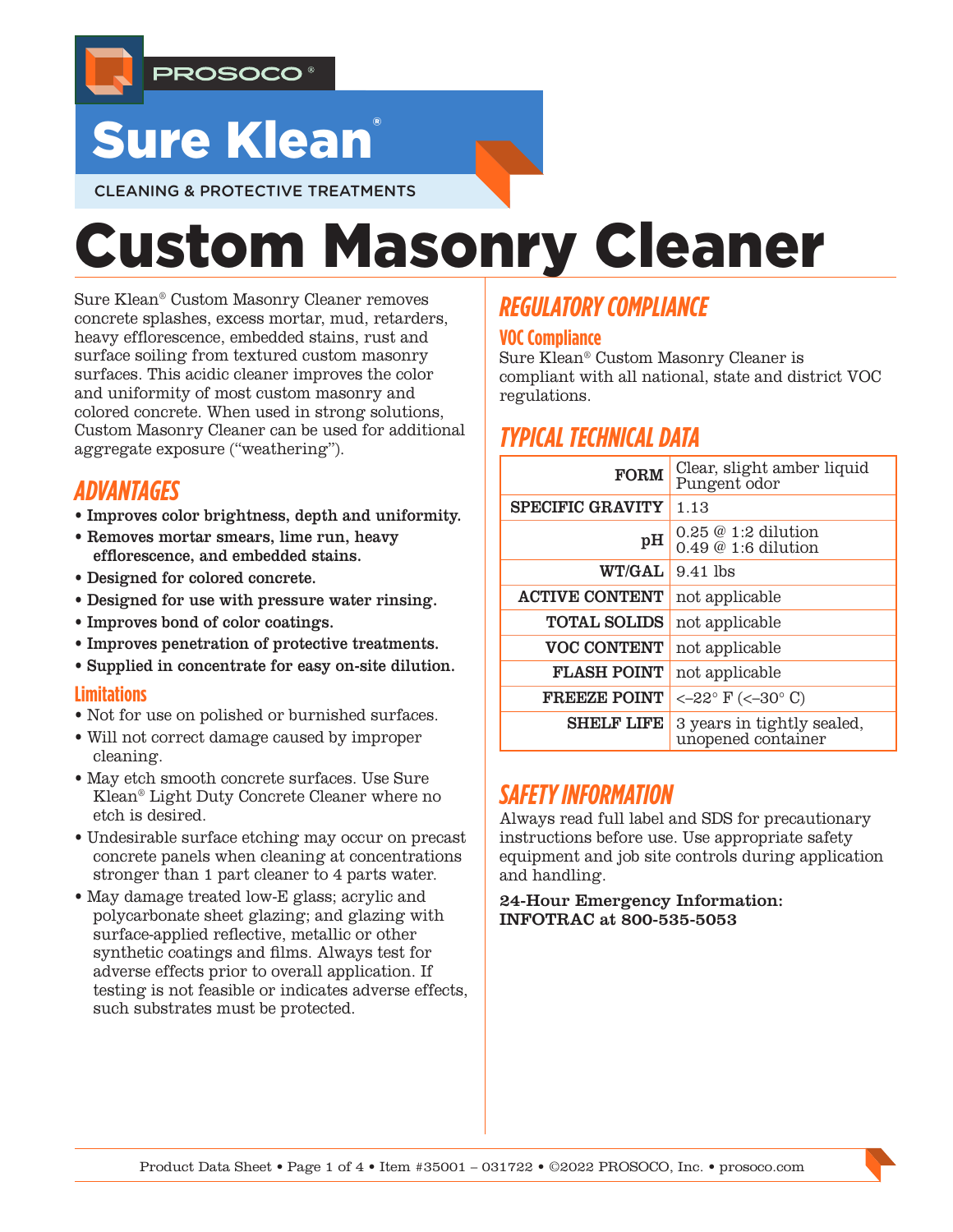PROSOCO®

# Sure Klean®

CLEANING & PROTECTIVE TREATMENTS

# Custom Masonry Cleaner

Sure Klean® Custom Masonry Cleaner removes concrete splashes, excess mortar, mud, retarders, heavy efflorescence, embedded stains, rust and surface soiling from textured custom masonry surfaces. This acidic cleaner improves the color and uniformity of most custom masonry and colored concrete. When used in strong solutions, Custom Masonry Cleaner can be used for additional aggregate exposure ("weathering").

## ADVANTAGES

- **Improves color brightness, depth and uniformity.**
- **Removes mortar smears, lime run, heavy efflorescence, and embedded stains.**
- **Designed for colored concrete.**
- **Designed for use with pressure water rinsing.**
- **Improves bond of color coatings.**
- **Improves penetration of protective treatments.**
- **Supplied in concentrate for easy on-site dilution.**

### Limitations

- Not for use on polished or burnished surfaces.
- Will not correct damage caused by improper cleaning.
- May etch smooth concrete surfaces. Use Sure Klean® Light Duty Concrete Cleaner where no etch is desired.
- Undesirable surface etching may occur on precast concrete panels when cleaning at concentrations stronger than 1 part cleaner to 4 parts water.
- May damage treated low-E glass; acrylic and polycarbonate sheet glazing; and glazing with surface-applied reflective, metallic or other synthetic coatings and films. Always test for adverse effects prior to overall application. If testing is not feasible or indicates adverse effects, such substrates must be protected.

## REGULATORY COMPLIANCE

### VOC Compliance

Sure Klean® Custom Masonry Cleaner is compliant with all national, state and district VOC regulations.

## TYPICAL TECHNICAL DATA

| | |
|---|---|
| **FORM** | Clear, slight amber liquid<br>Pungent odor |
| **SPECIFIC GRAVITY** | 1.13 |
| **pH** | 0.25 @ 1:2 dilution<br>0.49 @ 1:6 dilution |
| **WT/GAL** | 9.41 lbs |
| **ACTIVE CONTENT** | not applicable |
| **TOTAL SOLIDS** | not applicable |
| **VOC CONTENT** | not applicable |
| **FLASH POINT** | not applicable |
| **FREEZE POINT** | <–22° F (<–30° C) |
| **SHELF LIFE** | 3 years in tightly sealed, unopened container |

## SAFETY INFORMATION

Always read full label and SDS for precautionary instructions before use. Use appropriate safety equipment and job site controls during application and handling.

**24-Hour Emergency Information:**
**INFOTRAC at 800-535-5053**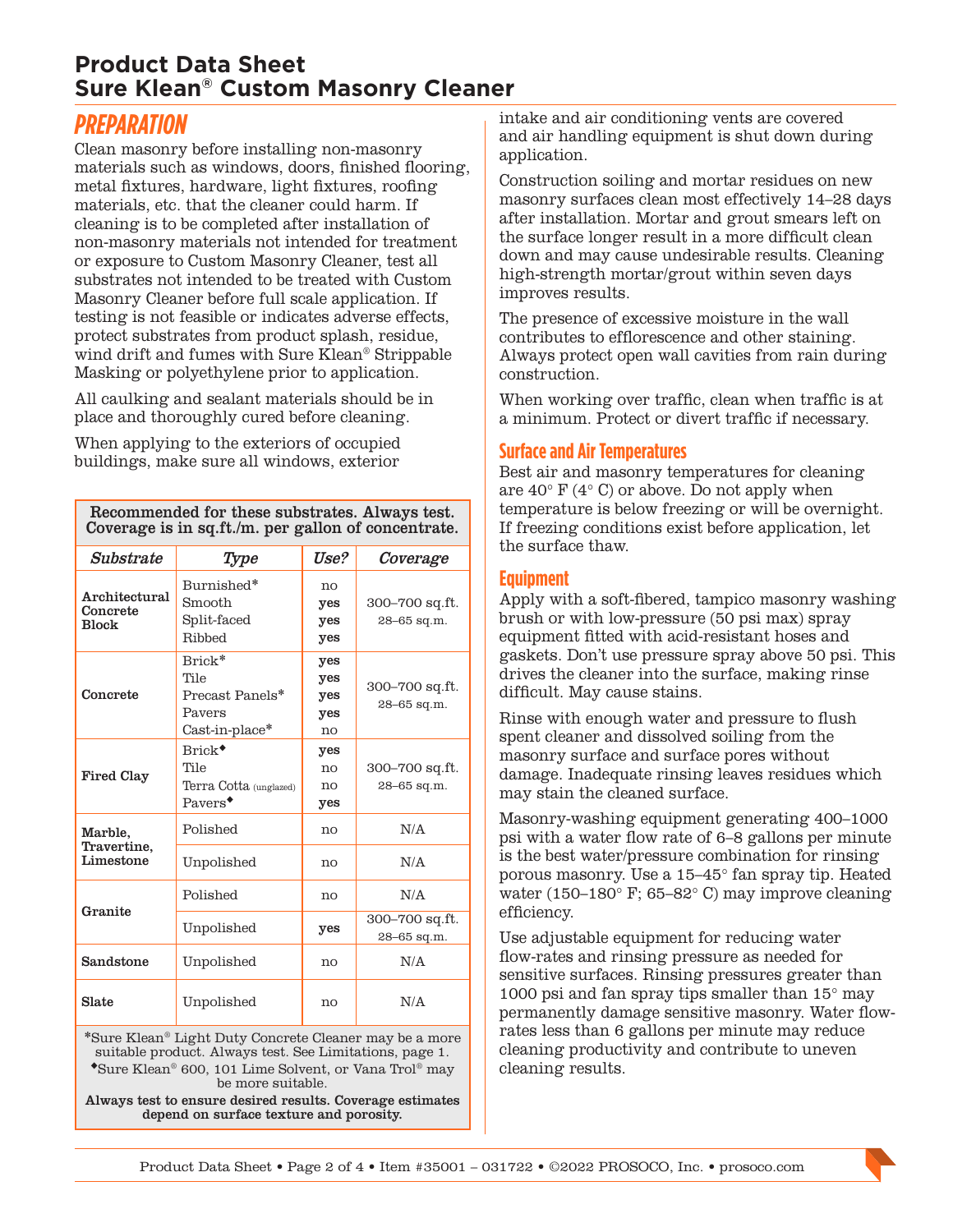# Product Data Sheet
# Sure Klean® Custom Masonry Cleaner

## PREPARATION

Clean masonry before installing non-masonry materials such as windows, doors, finished flooring, metal fixtures, hardware, light fixtures, roofing materials, etc. that the cleaner could harm. If cleaning is to be completed after installation of non-masonry materials not intended for treatment or exposure to Custom Masonry Cleaner, test all substrates not intended to be treated with Custom Masonry Cleaner before full scale application. If testing is not feasible or indicates adverse effects, protect substrates from product splash, residue, wind drift and fumes with Sure Klean® Strippable Masking or polyethylene prior to application.

All caulking and sealant materials should be in place and thoroughly cured before cleaning.

When applying to the exteriors of occupied buildings, make sure all windows, exterior intake and air conditioning vents are covered and air handling equipment is shut down during application.

Construction soiling and mortar residues on new masonry surfaces clean most effectively 14–28 days after installation. Mortar and grout smears left on the surface longer result in a more difficult clean down and may cause undesirable results. Cleaning high-strength mortar/grout within seven days improves results.

The presence of excessive moisture in the wall contributes to efflorescence and other staining. Always protect open wall cavities from rain during construction.

When working over traffic, clean when traffic is at a minimum. Protect or divert traffic if necessary.

**Recommended for these substrates. Always test. Coverage is in sq.ft./m. per gallon of concentrate.**

| *Substrate* | *Type* | *Use?* | *Coverage* |
|---|---|---|---|
| **Architectural Concrete Block** | Burnished* | no | 300–700 sq.ft. 28–65 sq.m. |
| | Smooth | **yes** | |
| | Split-faced | **yes** | |
| | Ribbed | **yes** | |
| **Concrete** | Brick* | **yes** | 300–700 sq.ft. 28–65 sq.m. |
| | Tile | **yes** | |
| | Precast Panels* | **yes** | |
| | Pavers | **yes** | |
| | Cast-in-place* | no | |
| **Fired Clay** | Brick◆ | **yes** | 300–700 sq.ft. 28–65 sq.m. |
| | Tile | no | |
| | Terra Cotta (unglazed) | no | |
| | Pavers◆ | **yes** | |
| **Marble, Travertine, Limestone** | Polished | no | N/A |
| | Unpolished | no | N/A |
| **Granite** | Polished | no | N/A |
| | Unpolished | **yes** | 300–700 sq.ft. 28–65 sq.m. |
| **Sandstone** | Unpolished | no | N/A |
| **Slate** | Unpolished | no | N/A |

*Sure Klean® Light Duty Concrete Cleaner may be a more suitable product. Always test. See Limitations, page 1.
◆Sure Klean® 600, 101 Lime Solvent, or Vana Trol® may be more suitable.
**Always test to ensure desired results. Coverage estimates depend on surface texture and porosity.**

### Surface and Air Temperatures

Best air and masonry temperatures for cleaning are 40° F (4° C) or above. Do not apply when temperature is below freezing or will be overnight. If freezing conditions exist before application, let the surface thaw.

### Equipment

Apply with a soft-fibered, tampico masonry washing brush or with low-pressure (50 psi max) spray equipment fitted with acid-resistant hoses and gaskets. Don't use pressure spray above 50 psi. This drives the cleaner into the surface, making rinse difficult. May cause stains.

Rinse with enough water and pressure to flush spent cleaner and dissolved soiling from the masonry surface and surface pores without damage. Inadequate rinsing leaves residues which may stain the cleaned surface.

Masonry-washing equipment generating 400–1000 psi with a water flow rate of 6–8 gallons per minute is the best water/pressure combination for rinsing porous masonry. Use a 15–45° fan spray tip. Heated water (150–180° F; 65–82° C) may improve cleaning efficiency.

Use adjustable equipment for reducing water flow-rates and rinsing pressure as needed for sensitive surfaces. Rinsing pressures greater than 1000 psi and fan spray tips smaller than 15° may permanently damage sensitive masonry. Water flow-rates less than 6 gallons per minute may reduce cleaning productivity and contribute to uneven cleaning results.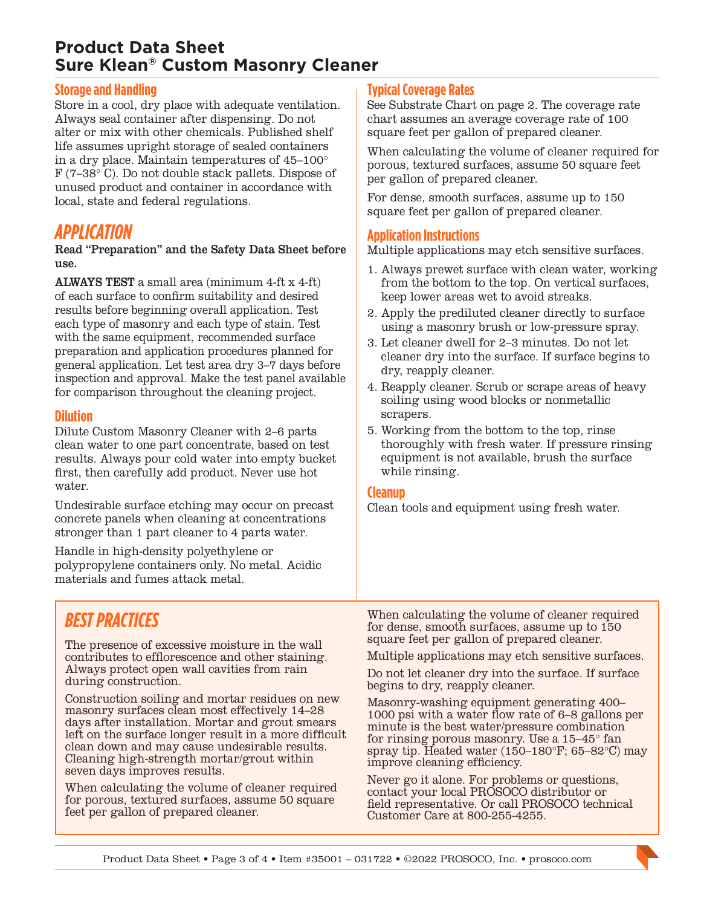# Product Data Sheet
# Sure Klean® Custom Masonry Cleaner

## Storage and Handling

Store in a cool, dry place with adequate ventilation. Always seal container after dispensing. Do not alter or mix with other chemicals. Published shelf life assumes upright storage of sealed containers in a dry place. Maintain temperatures of 45–100° F (7–38° C). Do not double stack pallets. Dispose of unused product and container in accordance with local, state and federal regulations.

# *APPLICATION*

**Read "Preparation" and the Safety Data Sheet before use.**

**ALWAYS TEST** a small area (minimum 4-ft x 4-ft) of each surface to confirm suitability and desired results before beginning overall application. Test each type of masonry and each type of stain. Test with the same equipment, recommended surface preparation and application procedures planned for general application. Let test area dry 3–7 days before inspection and approval. Make the test panel available for comparison throughout the cleaning project.

## Dilution

Dilute Custom Masonry Cleaner with 2–6 parts clean water to one part concentrate, based on test results. Always pour cold water into empty bucket first, then carefully add product. Never use hot water.

Undesirable surface etching may occur on precast concrete panels when cleaning at concentrations stronger than 1 part cleaner to 4 parts water.

Handle in high-density polyethylene or polypropylene containers only. No metal. Acidic materials and fumes attack metal.

## Typical Coverage Rates

See Substrate Chart on page 2. The coverage rate chart assumes an average coverage rate of 100 square feet per gallon of prepared cleaner.

When calculating the volume of cleaner required for porous, textured surfaces, assume 50 square feet per gallon of prepared cleaner.

For dense, smooth surfaces, assume up to 150 square feet per gallon of prepared cleaner.

## Application Instructions

Multiple applications may etch sensitive surfaces.

1. Always prewet surface with clean water, working from the bottom to the top. On vertical surfaces, keep lower areas wet to avoid streaks.
2. Apply the prediluted cleaner directly to surface using a masonry brush or low-pressure spray.
3. Let cleaner dwell for 2–3 minutes. Do not let cleaner dry into the surface. If surface begins to dry, reapply cleaner.
4. Reapply cleaner. Scrub or scrape areas of heavy soiling using wood blocks or nonmetallic scrapers.
5. Working from the bottom to the top, rinse thoroughly with fresh water. If pressure rinsing equipment is not available, brush the surface while rinsing.

## Cleanup

Clean tools and equipment using fresh water.

# *BEST PRACTICES*

The presence of excessive moisture in the wall contributes to efflorescence and other staining. Always protect open wall cavities from rain during construction.

Construction soiling and mortar residues on new masonry surfaces clean most effectively 14–28 days after installation. Mortar and grout smears left on the surface longer result in a more difficult clean down and may cause undesirable results. Cleaning high-strength mortar/grout within seven days improves results.

When calculating the volume of cleaner required for porous, textured surfaces, assume 50 square feet per gallon of prepared cleaner.

When calculating the volume of cleaner required for dense, smooth surfaces, assume up to 150 square feet per gallon of prepared cleaner.

Multiple applications may etch sensitive surfaces.

Do not let cleaner dry into the surface. If surface begins to dry, reapply cleaner.

Masonry-washing equipment generating 400–1000 psi with a water flow rate of 6–8 gallons per minute is the best water/pressure combination for rinsing porous masonry. Use a 15–45° fan spray tip. Heated water (150–180°F; 65–82°C) may improve cleaning efficiency.

Never go it alone. For problems or questions, contact your local PROSOCO distributor or field representative. Or call PROSOCO technical Customer Care at 800-255-4255.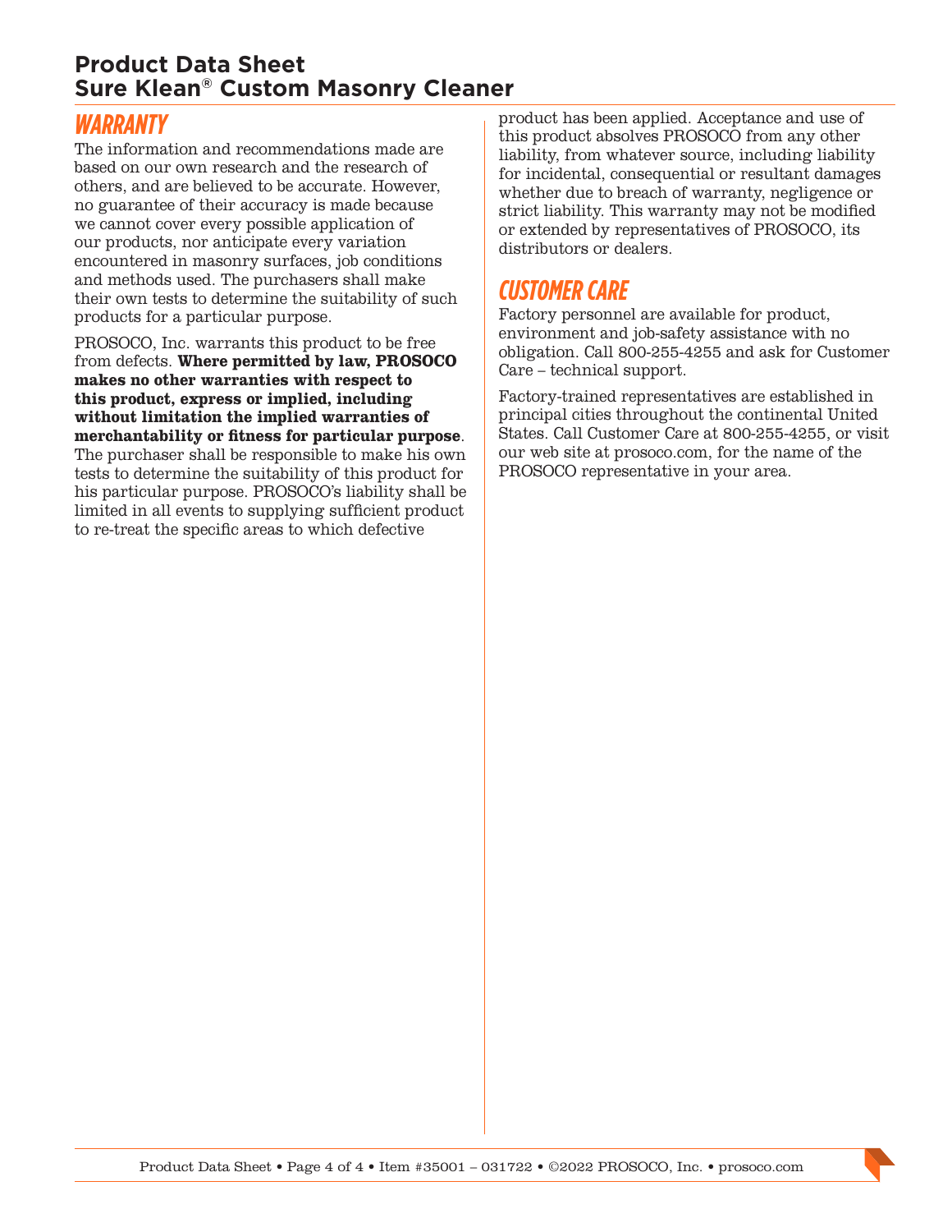## WARRANTY

The information and recommendations made are based on our own research and the research of others, and are believed to be accurate. However, no guarantee of their accuracy is made because we cannot cover every possible application of our products, nor anticipate every variation encountered in masonry surfaces, job conditions and methods used. The purchasers shall make their own tests to determine the suitability of such products for a particular purpose.

PROSOCO, Inc. warrants this product to be free from defects. **Where permitted by law, PROSOCO makes no other warranties with respect to this product, express or implied, including without limitation the implied warranties of merchantability or fitness for particular purpose**. The purchaser shall be responsible to make his own tests to determine the suitability of this product for his particular purpose. PROSOCO's liability shall be limited in all events to supplying sufficient product to re-treat the specific areas to which defective product has been applied. Acceptance and use of this product absolves PROSOCO from any other liability, from whatever source, including liability for incidental, consequential or resultant damages whether due to breach of warranty, negligence or strict liability. This warranty may not be modified or extended by representatives of PROSOCO, its distributors or dealers.

## CUSTOMER CARE

Factory personnel are available for product, environment and job-safety assistance with no obligation. Call 800-255-4255 and ask for Customer Care – technical support.

Factory-trained representatives are established in principal cities throughout the continental United States. Call Customer Care at 800-255-4255, or visit our web site at prosoco.com, for the name of the PROSOCO representative in your area.